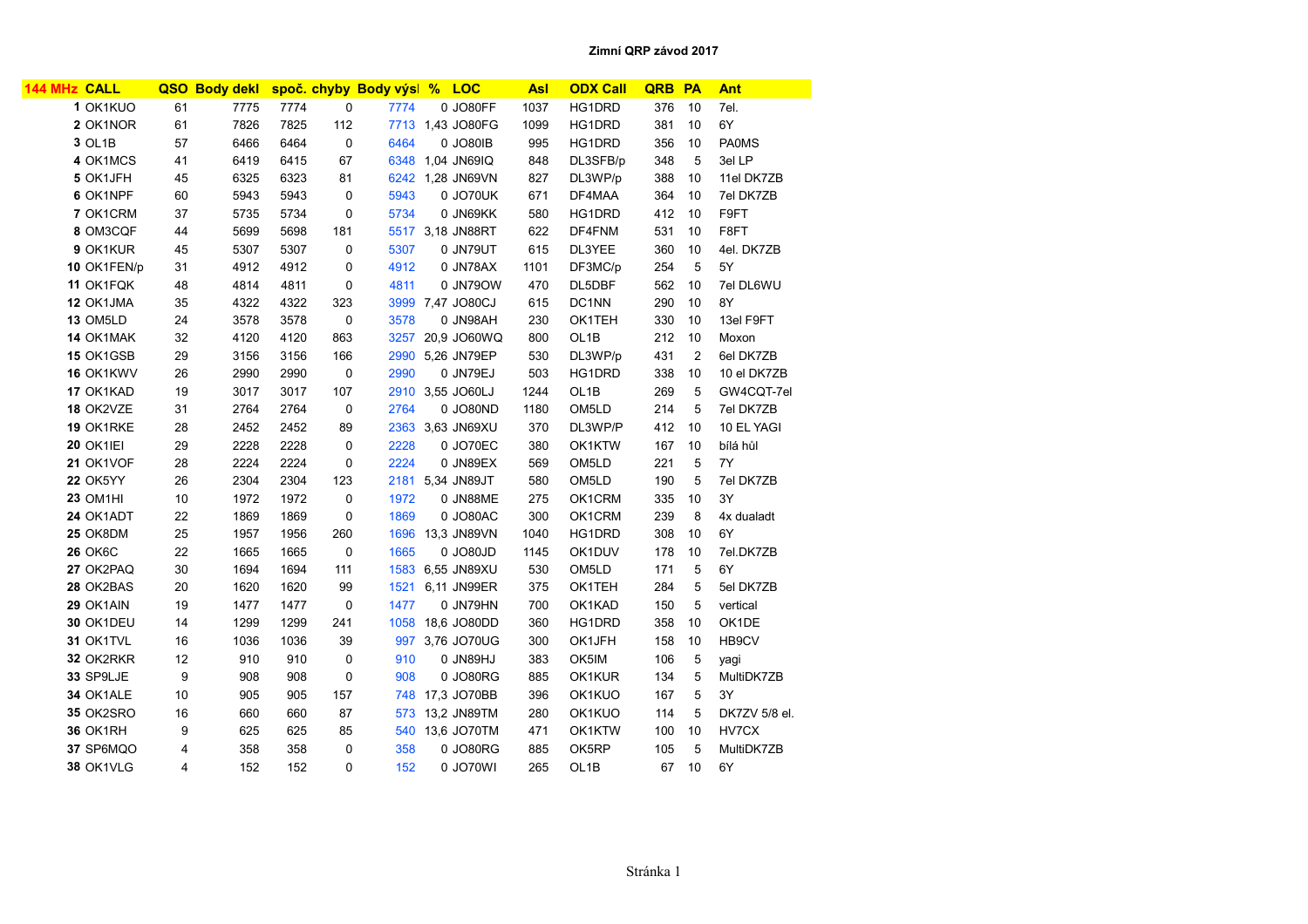**Zimní QRP závod 2017**

| 144 MHz | CALL | QSO | Body dekl | spoč. | chyby | Body výsl | % | LOC | Asl | ODX Call | QRB | PA | Ant |
|---|---|---|---|---|---|---|---|---|---|---|---|---|---|
| 1 | OK1KUO | 61 | 7775 | 7774 | 0 | 7774 | 0 | JO80FF | 1037 | HG1DRD | 376 | 10 | 7el. |
| 2 | OK1NOR | 61 | 7826 | 7825 | 112 | 7713 | 1,43 | JO80FG | 1099 | HG1DRD | 381 | 10 | 6Y |
| 3 | OL1B | 57 | 6466 | 6464 | 0 | 6464 | 0 | JO80IB | 995 | HG1DRD | 356 | 10 | PA0MS |
| 4 | OK1MCS | 41 | 6419 | 6415 | 67 | 6348 | 1,04 | JN69IQ | 848 | DL3SFB/p | 348 | 5 | 3el LP |
| 5 | OK1JFH | 45 | 6325 | 6323 | 81 | 6242 | 1,28 | JN69VN | 827 | DL3WP/p | 388 | 10 | 11el DK7ZB |
| 6 | OK1NPF | 60 | 5943 | 5943 | 0 | 5943 | 0 | JO70UK | 671 | DF4MAA | 364 | 10 | 7el DK7ZB |
| 7 | OK1CRM | 37 | 5735 | 5734 | 0 | 5734 | 0 | JN69KK | 580 | HG1DRD | 412 | 10 | F9FT |
| 8 | OM3CQF | 44 | 5699 | 5698 | 181 | 5517 | 3,18 | JN88RT | 622 | DF4FNM | 531 | 10 | F8FT |
| 9 | OK1KUR | 45 | 5307 | 5307 | 0 | 5307 | 0 | JN79UT | 615 | DL3YEE | 360 | 10 | 4el. DK7ZB |
| 10 | OK1FEN/p | 31 | 4912 | 4912 | 0 | 4912 | 0 | JN78AX | 1101 | DF3MC/p | 254 | 5 | 5Y |
| 11 | OK1FQK | 48 | 4814 | 4811 | 0 | 4811 | 0 | JN79OW | 470 | DL5DBF | 562 | 10 | 7el DL6WU |
| 12 | OK1JMA | 35 | 4322 | 4322 | 323 | 3999 | 7,47 | JO80CJ | 615 | DC1NN | 290 | 10 | 8Y |
| 13 | OM5LD | 24 | 3578 | 3578 | 0 | 3578 | 0 | JN98AH | 230 | OK1TEH | 330 | 10 | 13el F9FT |
| 14 | OK1MAK | 32 | 4120 | 4120 | 863 | 3257 | 20,9 | JO60WQ | 800 | OL1B | 212 | 10 | Moxon |
| 15 | OK1GSB | 29 | 3156 | 3156 | 166 | 2990 | 5,26 | JN79EP | 530 | DL3WP/p | 431 | 2 | 6el DK7ZB |
| 16 | OK1KWV | 26 | 2990 | 2990 | 0 | 2990 | 0 | JN79EJ | 503 | HG1DRD | 338 | 10 | 10 el DK7ZB |
| 17 | OK1KAD | 19 | 3017 | 3017 | 107 | 2910 | 3,55 | JO60LJ | 1244 | OL1B | 269 | 5 | GW4CQT-7el |
| 18 | OK2VZE | 31 | 2764 | 2764 | 0 | 2764 | 0 | JO80ND | 1180 | OM5LD | 214 | 5 | 7el DK7ZB |
| 19 | OK1RKE | 28 | 2452 | 2452 | 89 | 2363 | 3,63 | JN69XU | 370 | DL3WP/P | 412 | 10 | 10 EL YAGI |
| 20 | OK1IEI | 29 | 2228 | 2228 | 0 | 2228 | 0 | JO70EC | 380 | OK1KTW | 167 | 10 | bílá hůl |
| 21 | OK1VOF | 28 | 2224 | 2224 | 0 | 2224 | 0 | JN89EX | 569 | OM5LD | 221 | 5 | 7Y |
| 22 | OK5YY | 26 | 2304 | 2304 | 123 | 2181 | 5,34 | JN89JT | 580 | OM5LD | 190 | 5 | 7el DK7ZB |
| 23 | OM1HI | 10 | 1972 | 1972 | 0 | 1972 | 0 | JN88ME | 275 | OK1CRM | 335 | 10 | 3Y |
| 24 | OK1ADT | 22 | 1869 | 1869 | 0 | 1869 | 0 | JO80AC | 300 | OK1CRM | 239 | 8 | 4x dualadt |
| 25 | OK8DM | 25 | 1957 | 1956 | 260 | 1696 | 13,3 | JN89VN | 1040 | HG1DRD | 308 | 10 | 6Y |
| 26 | OK6C | 22 | 1665 | 1665 | 0 | 1665 | 0 | JO80JD | 1145 | OK1DUV | 178 | 10 | 7el.DK7ZB |
| 27 | OK2PAQ | 30 | 1694 | 1694 | 111 | 1583 | 6,55 | JN89XU | 530 | OM5LD | 171 | 5 | 6Y |
| 28 | OK2BAS | 20 | 1620 | 1620 | 99 | 1521 | 6,11 | JN99ER | 375 | OK1TEH | 284 | 5 | 5el DK7ZB |
| 29 | OK1AIN | 19 | 1477 | 1477 | 0 | 1477 | 0 | JN79HN | 700 | OK1KAD | 150 | 5 | vertical |
| 30 | OK1DEU | 14 | 1299 | 1299 | 241 | 1058 | 18,6 | JO80DD | 360 | HG1DRD | 358 | 10 | OK1DE |
| 31 | OK1TVL | 16 | 1036 | 1036 | 39 | 997 | 3,76 | JO70UG | 300 | OK1JFH | 158 | 10 | HB9CV |
| 32 | OK2RKR | 12 | 910 | 910 | 0 | 910 | 0 | JN89HJ | 383 | OK5IM | 106 | 5 | yagi |
| 33 | SP9LJE | 9 | 908 | 908 | 0 | 908 | 0 | JO80RG | 885 | OK1KUR | 134 | 5 | MultiDK7ZB |
| 34 | OK1ALE | 10 | 905 | 905 | 157 | 748 | 17,3 | JO70BB | 396 | OK1KUO | 167 | 5 | 3Y |
| 35 | OK2SRO | 16 | 660 | 660 | 87 | 573 | 13,2 | JN89TM | 280 | OK1KUO | 114 | 5 | DK7ZV 5/8 el. |
| 36 | OK1RH | 9 | 625 | 625 | 85 | 540 | 13,6 | JO70TM | 471 | OK1KTW | 100 | 10 | HV7CX |
| 37 | SP6MQO | 4 | 358 | 358 | 0 | 358 | 0 | JO80RG | 885 | OK5RP | 105 | 5 | MultiDK7ZB |
| 38 | OK1VLG | 4 | 152 | 152 | 0 | 152 | 0 | JO70WI | 265 | OL1B | 67 | 10 | 6Y |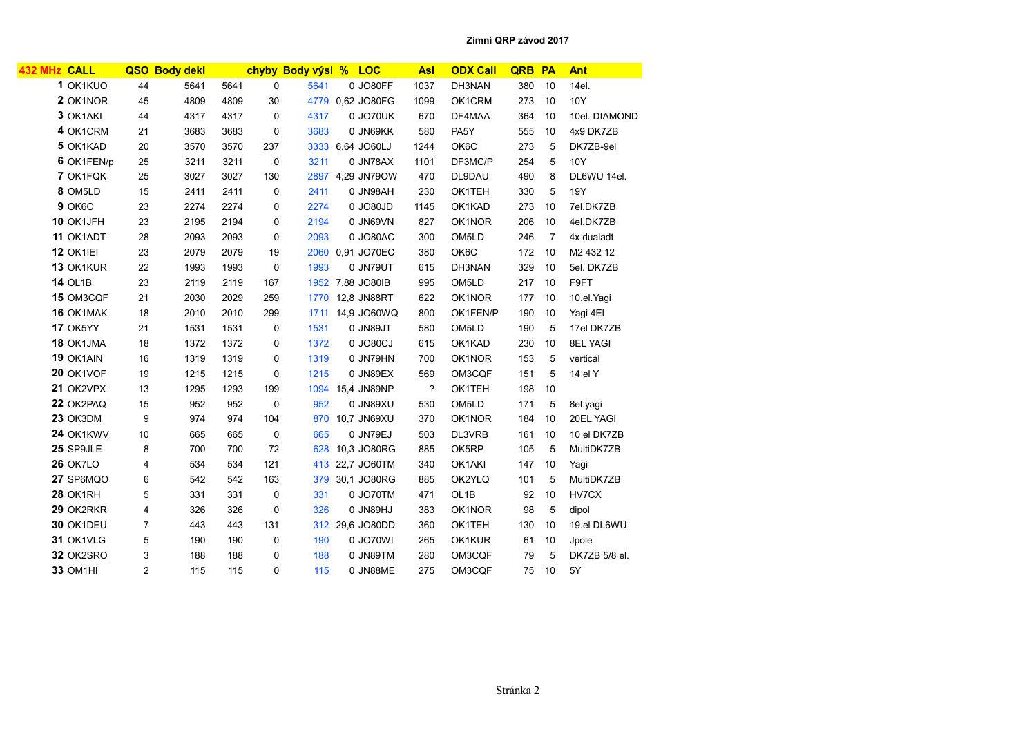**Zimní QRP závod 2017**

| 432 MHz | CALL | QSO | Body dekl | | chyby | Body výsl | % | LOC | Asl | ODX Call | QRB | PA | Ant |
|---|---|---|---|---|---|---|---|---|---|---|---|---|---|
| 1 | OK1KUO | 44 | 5641 | 5641 | 0 | 5641 | 0 | JO80FF | 1037 | DH3NAN | 380 | 10 | 14el. |
| 2 | OK1NOR | 45 | 4809 | 4809 | 30 | 4779 | 0,62 | JO80FG | 1099 | OK1CRM | 273 | 10 | 10Y |
| 3 | OK1AKI | 44 | 4317 | 4317 | 0 | 4317 | 0 | JO70UK | 670 | DF4MAA | 364 | 10 | 10el. DIAMOND |
| 4 | OK1CRM | 21 | 3683 | 3683 | 0 | 3683 | 0 | JN69KK | 580 | PA5Y | 555 | 10 | 4x9 DK7ZB |
| 5 | OK1KAD | 20 | 3570 | 3570 | 237 | 3333 | 6,64 | JO60LJ | 1244 | OK6C | 273 | 5 | DK7ZB-9el |
| 6 | OK1FEN/p | 25 | 3211 | 3211 | 0 | 3211 | 0 | JN78AX | 1101 | DF3MC/P | 254 | 5 | 10Y |
| 7 | OK1FQK | 25 | 3027 | 3027 | 130 | 2897 | 4,29 | JN79OW | 470 | DL9DAU | 490 | 8 | DL6WU 14el. |
| 8 | OM5LD | 15 | 2411 | 2411 | 0 | 2411 | 0 | JN98AH | 230 | OK1TEH | 330 | 5 | 19Y |
| 9 | OK6C | 23 | 2274 | 2274 | 0 | 2274 | 0 | JO80JD | 1145 | OK1KAD | 273 | 10 | 7el.DK7ZB |
| 10 | OK1JFH | 23 | 2195 | 2194 | 0 | 2194 | 0 | JN69VN | 827 | OK1NOR | 206 | 10 | 4el.DK7ZB |
| 11 | OK1ADT | 28 | 2093 | 2093 | 0 | 2093 | 0 | JO80AC | 300 | OM5LD | 246 | 7 | 4x dualadt |
| 12 | OK1IEI | 23 | 2079 | 2079 | 19 | 2060 | 0,91 | JO70EC | 380 | OK6C | 172 | 10 | M2 432 12 |
| 13 | OK1KUR | 22 | 1993 | 1993 | 0 | 1993 | 0 | JN79UT | 615 | DH3NAN | 329 | 10 | 5el. DK7ZB |
| 14 | OL1B | 23 | 2119 | 2119 | 167 | 1952 | 7,88 | JO80IB | 995 | OM5LD | 217 | 10 | F9FT |
| 15 | OM3CQF | 21 | 2030 | 2029 | 259 | 1770 | 12,8 | JN88RT | 622 | OK1NOR | 177 | 10 | 10.el.Yagi |
| 16 | OK1MAK | 18 | 2010 | 2010 | 299 | 1711 | 14,9 | JO60WQ | 800 | OK1FEN/P | 190 | 10 | Yagi 4El |
| 17 | OK5YY | 21 | 1531 | 1531 | 0 | 1531 | 0 | JN89JT | 580 | OM5LD | 190 | 5 | 17el DK7ZB |
| 18 | OK1JMA | 18 | 1372 | 1372 | 0 | 1372 | 0 | JO80CJ | 615 | OK1KAD | 230 | 10 | 8EL YAGI |
| 19 | OK1AIN | 16 | 1319 | 1319 | 0 | 1319 | 0 | JN79HN | 700 | OK1NOR | 153 | 5 | vertical |
| 20 | OK1VOF | 19 | 1215 | 1215 | 0 | 1215 | 0 | JN89EX | 569 | OM3CQF | 151 | 5 | 14 el Y |
| 21 | OK2VPX | 13 | 1295 | 1293 | 199 | 1094 | 15,4 | JN89NP | ? | OK1TEH | 198 | 10 | |
| 22 | OK2PAQ | 15 | 952 | 952 | 0 | 952 | 0 | JN89XU | 530 | OM5LD | 171 | 5 | 8el.yagi |
| 23 | OK3DM | 9 | 974 | 974 | 104 | 870 | 10,7 | JN69XU | 370 | OK1NOR | 184 | 10 | 20EL YAGI |
| 24 | OK1KWV | 10 | 665 | 665 | 0 | 665 | 0 | JN79EJ | 503 | DL3VRB | 161 | 10 | 10 el DK7ZB |
| 25 | SP9JLE | 8 | 700 | 700 | 72 | 628 | 10,3 | JO80RG | 885 | OK5RP | 105 | 5 | MultiDK7ZB |
| 26 | OK7LO | 4 | 534 | 534 | 121 | 413 | 22,7 | JO60TM | 340 | OK1AKI | 147 | 10 | Yagi |
| 27 | SP6MQO | 6 | 542 | 542 | 163 | 379 | 30,1 | JO80RG | 885 | OK2YLQ | 101 | 5 | MultiDK7ZB |
| 28 | OK1RH | 5 | 331 | 331 | 0 | 331 | 0 | JO70TM | 471 | OL1B | 92 | 10 | HV7CX |
| 29 | OK2RKR | 4 | 326 | 326 | 0 | 326 | 0 | JN89HJ | 383 | OK1NOR | 98 | 5 | dipol |
| 30 | OK1DEU | 7 | 443 | 443 | 131 | 312 | 29,6 | JO80DD | 360 | OK1TEH | 130 | 10 | 19.el DL6WU |
| 31 | OK1VLG | 5 | 190 | 190 | 0 | 190 | 0 | JO70WI | 265 | OK1KUR | 61 | 10 | Jpole |
| 32 | OK2SRO | 3 | 188 | 188 | 0 | 188 | 0 | JN89TM | 280 | OM3CQF | 79 | 5 | DK7ZB 5/8 el. |
| 33 | OM1HI | 2 | 115 | 115 | 0 | 115 | 0 | JN88ME | 275 | OM3CQF | 75 | 10 | 5Y |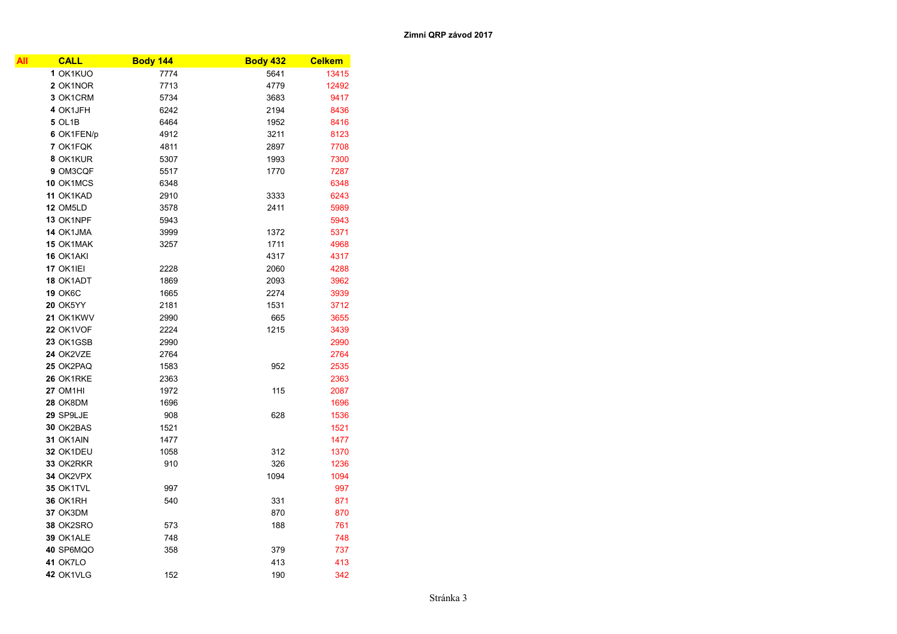**Zimní QRP závod 2017**

| All | CALL | Body 144 | Body 432 | Celkem |
| --- | --- | --- | --- | --- |
| 1 | OK1KUO | 7774 | 5641 | 13415 |
| 2 | OK1NOR | 7713 | 4779 | 12492 |
| 3 | OK1CRM | 5734 | 3683 | 9417 |
| 4 | OK1JFH | 6242 | 2194 | 8436 |
| 5 | OL1B | 6464 | 1952 | 8416 |
| 6 | OK1FEN/p | 4912 | 3211 | 8123 |
| 7 | OK1FQK | 4811 | 2897 | 7708 |
| 8 | OK1KUR | 5307 | 1993 | 7300 |
| 9 | OM3CQF | 5517 | 1770 | 7287 |
| 10 | OK1MCS | 6348 | | 6348 |
| 11 | OK1KAD | 2910 | 3333 | 6243 |
| 12 | OM5LD | 3578 | 2411 | 5989 |
| 13 | OK1NPF | 5943 | | 5943 |
| 14 | OK1JMA | 3999 | 1372 | 5371 |
| 15 | OK1MAK | 3257 | 1711 | 4968 |
| 16 | OK1AKI | | 4317 | 4317 |
| 17 | OK1IEI | 2228 | 2060 | 4288 |
| 18 | OK1ADT | 1869 | 2093 | 3962 |
| 19 | OK6C | 1665 | 2274 | 3939 |
| 20 | OK5YY | 2181 | 1531 | 3712 |
| 21 | OK1KWV | 2990 | 665 | 3655 |
| 22 | OK1VOF | 2224 | 1215 | 3439 |
| 23 | OK1GSB | 2990 | | 2990 |
| 24 | OK2VZE | 2764 | | 2764 |
| 25 | OK2PAQ | 1583 | 952 | 2535 |
| 26 | OK1RKE | 2363 | | 2363 |
| 27 | OM1HI | 1972 | 115 | 2087 |
| 28 | OK8DM | 1696 | | 1696 |
| 29 | SP9LJE | 908 | 628 | 1536 |
| 30 | OK2BAS | 1521 | | 1521 |
| 31 | OK1AIN | 1477 | | 1477 |
| 32 | OK1DEU | 1058 | 312 | 1370 |
| 33 | OK2RKR | 910 | 326 | 1236 |
| 34 | OK2VPX | | 1094 | 1094 |
| 35 | OK1TVL | 997 | | 997 |
| 36 | OK1RH | 540 | 331 | 871 |
| 37 | OK3DM | | 870 | 870 |
| 38 | OK2SRO | 573 | 188 | 761 |
| 39 | OK1ALE | 748 | | 748 |
| 40 | SP6MQO | 358 | 379 | 737 |
| 41 | OK7LO | | 413 | 413 |
| 42 | OK1VLG | 152 | 190 | 342 |